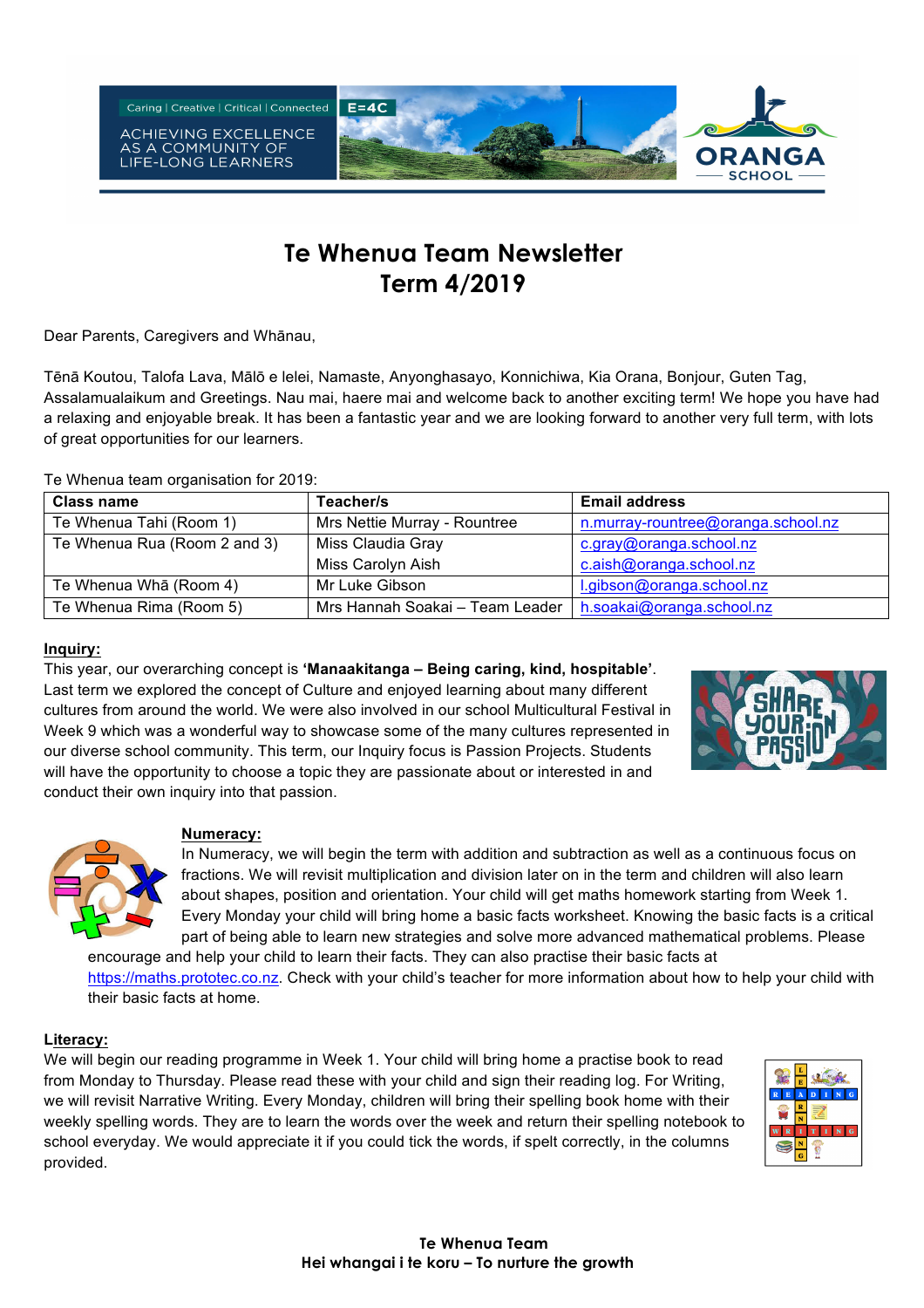# Te Whenua Team Newsletter
# Term 4/2019

Dear Parents, Caregivers and Whānau,

Tēnā Koutou, Talofa Lava, Mālō e lelei, Namaste, Anyonghasayo, Konnichiwa, Kia Orana, Bonjour, Guten Tag, Assalamualaikum and Greetings. Nau mai, haere mai and welcome back to another exciting term! We hope you have had a relaxing and enjoyable break. It has been a fantastic year and we are looking forward to another very full term, with lots of great opportunities for our learners.

Te Whenua team organisation for 2019:

| Class name | Teacher/s | Email address |
|---|---|---|
| Te Whenua Tahi (Room 1) | Mrs Nettie Murray - Rountree | n.murray-rountree@oranga.school.nz |
| Te Whenua Rua (Room 2 and 3) | Miss Claudia Gray<br>Miss Carolyn Aish | c.gray@oranga.school.nz<br>c.aish@oranga.school.nz |
| Te Whenua Whā (Room 4) | Mr Luke Gibson | l.gibson@oranga.school.nz |
| Te Whenua Rima (Room 5) | Mrs Hannah Soakai – Team Leader | h.soakai@oranga.school.nz |

**Inquiry:**

This year, our overarching concept is **'Manaakitanga – Being caring, kind, hospitable'**. Last term we explored the concept of Culture and enjoyed learning about many different cultures from around the world. We were also involved in our school Multicultural Festival in Week 9 which was a wonderful way to showcase some of the many cultures represented in our diverse school community. This term, our Inquiry focus is Passion Projects. Students will have the opportunity to choose a topic they are passionate about or interested in and conduct their own inquiry into that passion.

**Numeracy:**

In Numeracy, we will begin the term with addition and subtraction as well as a continuous focus on fractions. We will revisit multiplication and division later on in the term and children will also learn about shapes, position and orientation. Your child will get maths homework starting from Week 1. Every Monday your child will bring home a basic facts worksheet. Knowing the basic facts is a critical part of being able to learn new strategies and solve more advanced mathematical problems. Please encourage and help your child to learn their facts. They can also practise their basic facts at https://maths.prototec.co.nz. Check with your child's teacher for more information about how to help your child with their basic facts at home.

**Literacy:**

We will begin our reading programme in Week 1. Your child will bring home a practise book to read from Monday to Thursday. Please read these with your child and sign their reading log. For Writing, we will revisit Narrative Writing. Every Monday, children will bring their spelling book home with their weekly spelling words. They are to learn the words over the week and return their spelling notebook to school everyday. We would appreciate it if you could tick the words, if spelt correctly, in the columns provided.

**Te Whenua Team**
**Hei whangai i te koru – To nurture the growth**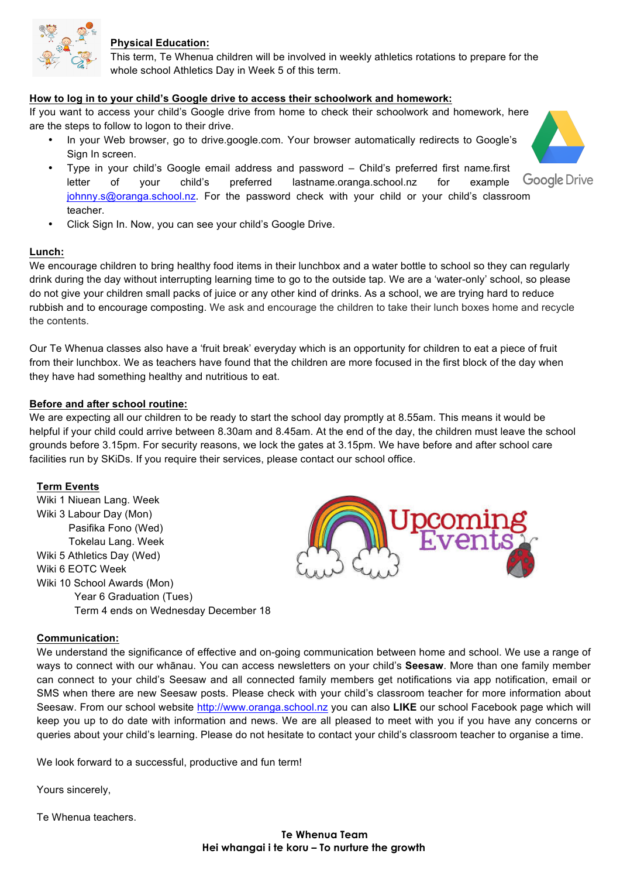**Physical Education:**

This term, Te Whenua children will be involved in weekly athletics rotations to prepare for the whole school Athletics Day in Week 5 of this term.

**How to log in to your child's Google drive to access their schoolwork and homework:**

If you want to access your child's Google drive from home to check their schoolwork and homework, here are the steps to follow to logon to their drive.

- In your Web browser, go to drive.google.com. Your browser automatically redirects to Google's Sign In screen.
- Type in your child's Google email address and password – Child's preferred first name.first letter of your child's preferred lastname.oranga.school.nz for example johnny.s@oranga.school.nz. For the password check with your child or your child's classroom teacher.
- Click Sign In. Now, you can see your child's Google Drive.

**Lunch:**

We encourage children to bring healthy food items in their lunchbox and a water bottle to school so they can regularly drink during the day without interrupting learning time to go to the outside tap. We are a 'water-only' school, so please do not give your children small packs of juice or any other kind of drinks. As a school, we are trying hard to reduce rubbish and to encourage composting. We ask and encourage the children to take their lunch boxes home and recycle the contents.

Our Te Whenua classes also have a 'fruit break' everyday which is an opportunity for children to eat a piece of fruit from their lunchbox. We as teachers have found that the children are more focused in the first block of the day when they have had something healthy and nutritious to eat.

**Before and after school routine:**

We are expecting all our children to be ready to start the school day promptly at 8.55am. This means it would be helpful if your child could arrive between 8.30am and 8.45am. At the end of the day, the children must leave the school grounds before 3.15pm. For security reasons, we lock the gates at 3.15pm. We have before and after school care facilities run by SKiDs. If you require their services, please contact our school office.

**Term Events**

Wiki 1 Niuean Lang. Week
Wiki 3 Labour Day (Mon)
Pasifika Fono (Wed)
Tokelau Lang. Week
Wiki 5 Athletics Day (Wed)
Wiki 6 EOTC Week
Wiki 10 School Awards (Mon)
Year 6 Graduation (Tues)
Term 4 ends on Wednesday December 18

**Communication:**

We understand the significance of effective and on-going communication between home and school. We use a range of ways to connect with our whānau. You can access newsletters on your child's **Seesaw**. More than one family member can connect to your child's Seesaw and all connected family members get notifications via app notification, email or SMS when there are new Seesaw posts. Please check with your child's classroom teacher for more information about Seesaw. From our school website http://www.oranga.school.nz you can also **LIKE** our school Facebook page which will keep you up to do date with information and news. We are all pleased to meet with you if you have any concerns or queries about your child's learning. Please do not hesitate to contact your child's classroom teacher to organise a time.

We look forward to a successful, productive and fun term!

Yours sincerely,

Te Whenua teachers.

**Te Whenua Team**
**Hei whangai i te koru – To nurture the growth**